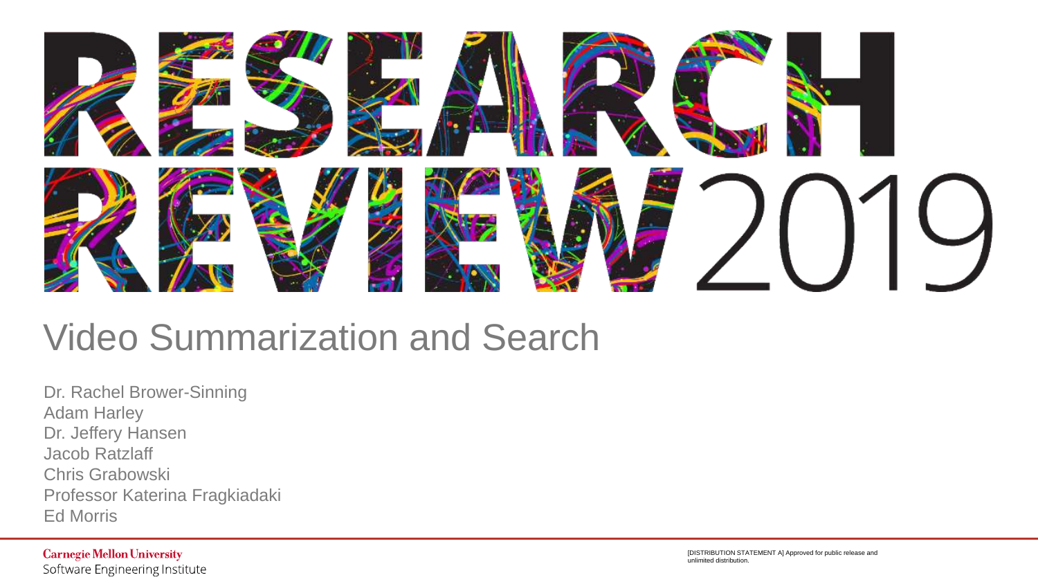# RESEARCH REVIEW 2019

## Video Summarization and Search

Dr. Rachel Brower-Sinning
Adam Harley
Dr. Jeffery Hansen
Jacob Ratzlaff
Chris Grabowski
Professor Katerina Fragkiadaki
Ed Morris

Carnegie Mellon University
Software Engineering Institute

[DISTRIBUTION STATEMENT A] Approved for public release and unlimited distribution.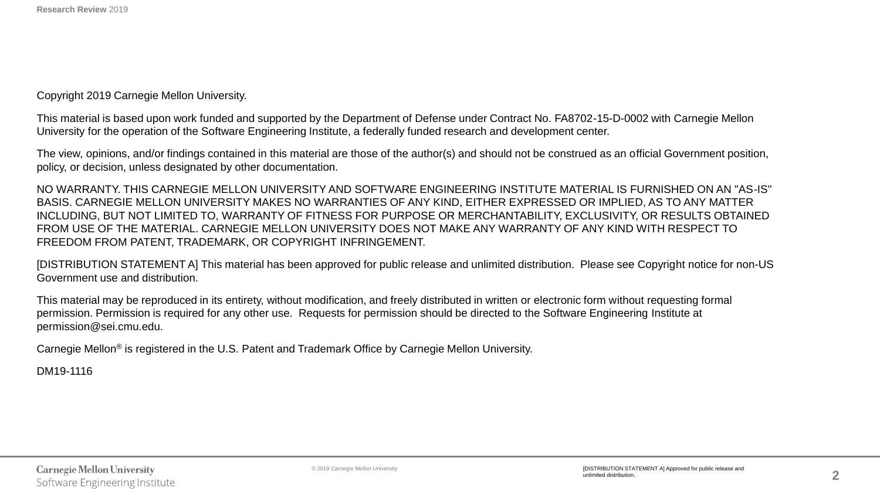Copyright 2019 Carnegie Mellon University.

This material is based upon work funded and supported by the Department of Defense under Contract No. FA8702-15-D-0002 with Carnegie Mellon University for the operation of the Software Engineering Institute, a federally funded research and development center.

The view, opinions, and/or findings contained in this material are those of the author(s) and should not be construed as an official Government position, policy, or decision, unless designated by other documentation.

NO WARRANTY. THIS CARNEGIE MELLON UNIVERSITY AND SOFTWARE ENGINEERING INSTITUTE MATERIAL IS FURNISHED ON AN "AS-IS" BASIS. CARNEGIE MELLON UNIVERSITY MAKES NO WARRANTIES OF ANY KIND, EITHER EXPRESSED OR IMPLIED, AS TO ANY MATTER INCLUDING, BUT NOT LIMITED TO, WARRANTY OF FITNESS FOR PURPOSE OR MERCHANTABILITY, EXCLUSIVITY, OR RESULTS OBTAINED FROM USE OF THE MATERIAL. CARNEGIE MELLON UNIVERSITY DOES NOT MAKE ANY WARRANTY OF ANY KIND WITH RESPECT TO FREEDOM FROM PATENT, TRADEMARK, OR COPYRIGHT INFRINGEMENT.

[DISTRIBUTION STATEMENT A] This material has been approved for public release and unlimited distribution. Please see Copyright notice for non-US Government use and distribution.

This material may be reproduced in its entirety, without modification, and freely distributed in written or electronic form without requesting formal permission. Permission is required for any other use. Requests for permission should be directed to the Software Engineering Institute at permission@sei.cmu.edu.

Carnegie Mellon® is registered in the U.S. Patent and Trademark Office by Carnegie Mellon University.

DM19-1116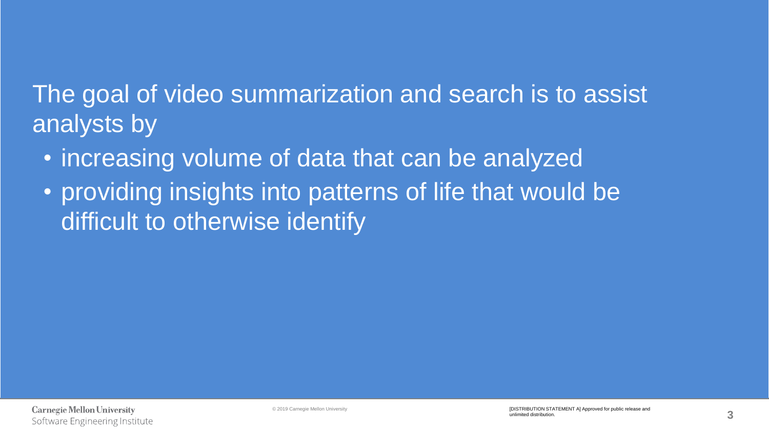The goal of video summarization and search is to assist analysts by

- increasing volume of data that can be analyzed
- providing insights into patterns of life that would be difficult to otherwise identify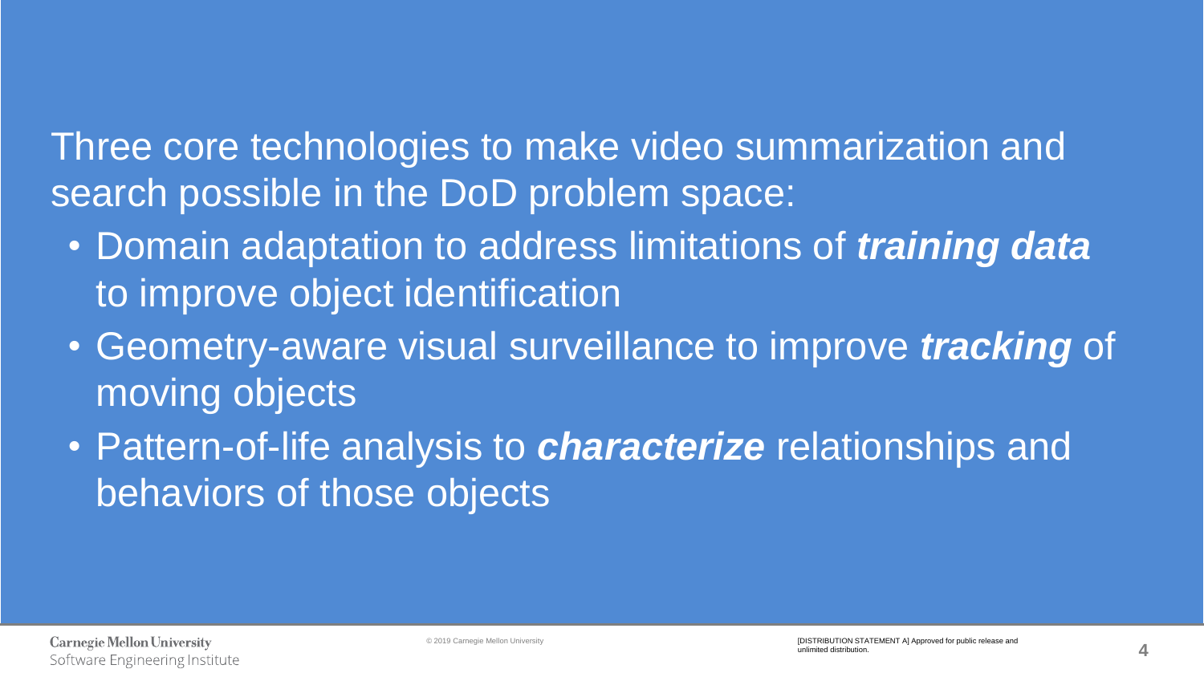Three core technologies to make video summarization and search possible in the DoD problem space:

- Domain adaptation to address limitations of ***training data*** to improve object identification
- Geometry-aware visual surveillance to improve ***tracking*** of moving objects
- Pattern-of-life analysis to ***characterize*** relationships and behaviors of those objects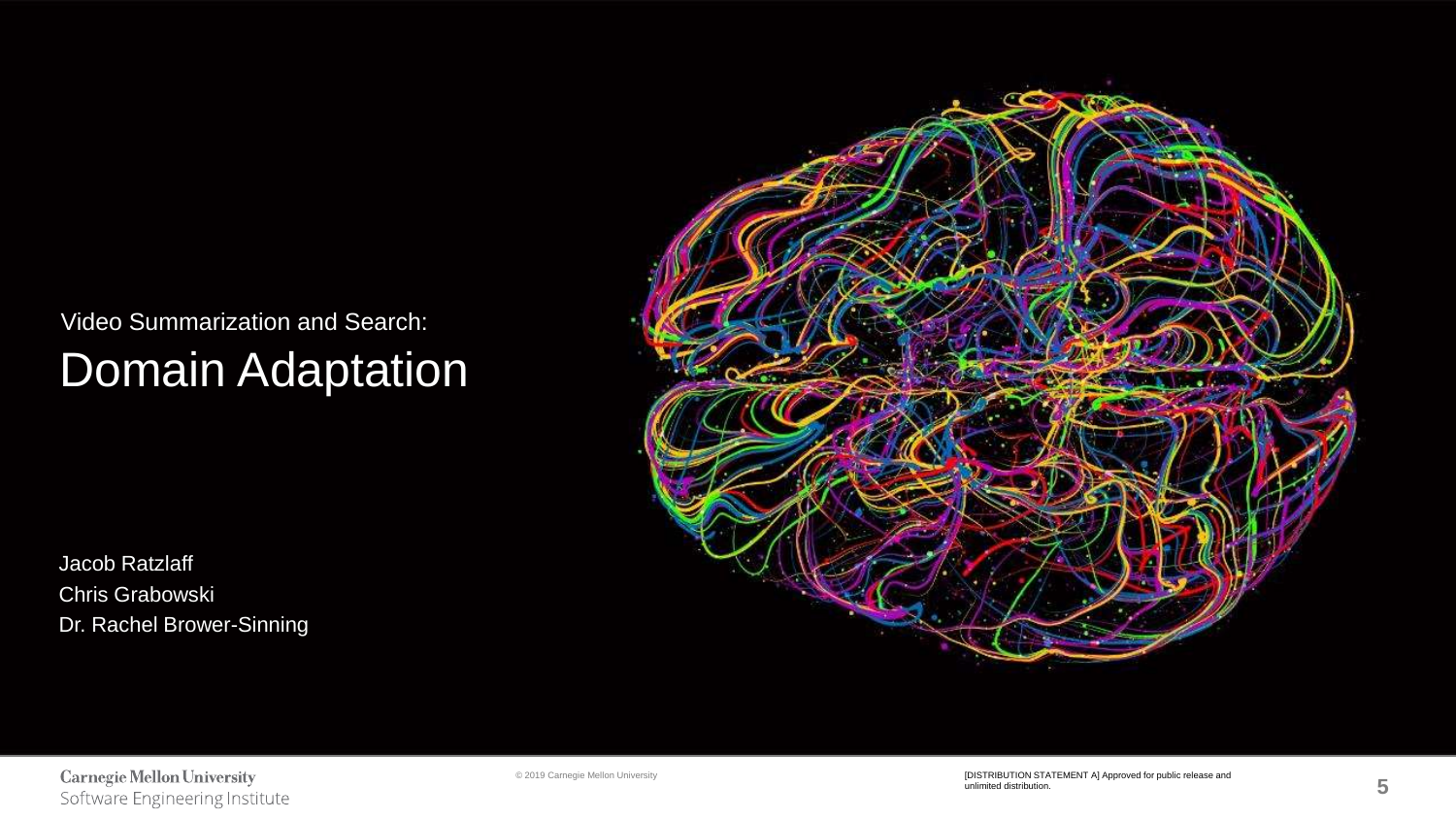Video Summarization and Search:

# Domain Adaptation

Jacob Ratzlaff
Chris Grabowski
Dr. Rachel Brower-Sinning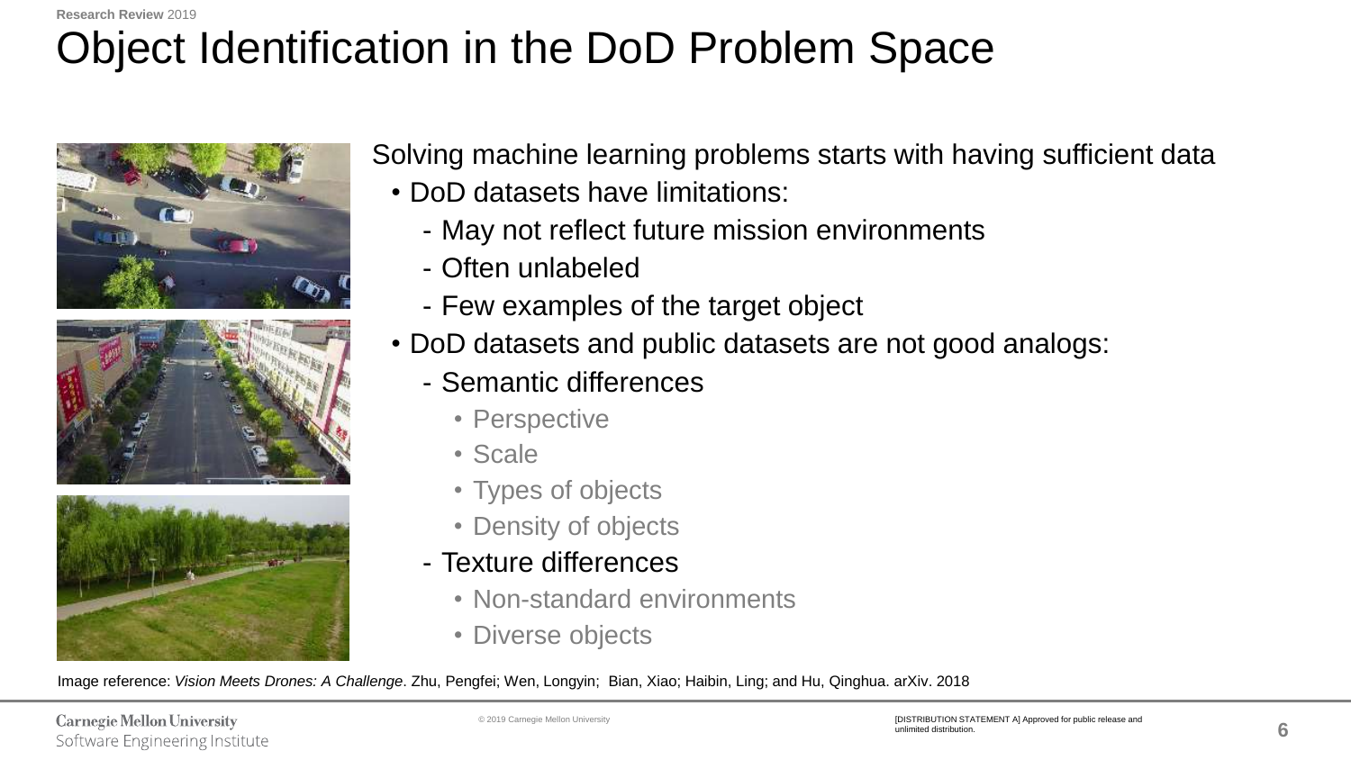# Object Identification in the DoD Problem Space

Solving machine learning problems starts with having sufficient data

- DoD datasets have limitations:
  - May not reflect future mission environments
  - Often unlabeled
  - Few examples of the target object
- DoD datasets and public datasets are not good analogs:
  - Semantic differences
    - Perspective
    - Scale
    - Types of objects
    - Density of objects
  - Texture differences
    - Non-standard environments
    - Diverse objects

Image reference: *Vision Meets Drones: A Challenge*. Zhu, Pengfei; Wen, Longyin; Bian, Xiao; Haibin, Ling; and Hu, Qinghua. arXiv. 2018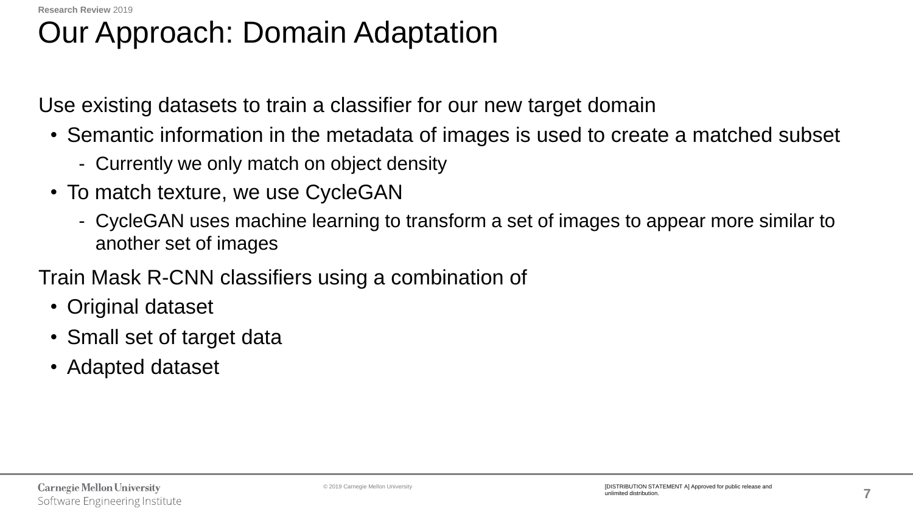# Our Approach: Domain Adaptation

Use existing datasets to train a classifier for our new target domain

- Semantic information in the metadata of images is used to create a matched subset
  - Currently we only match on object density
- To match texture, we use CycleGAN
  - CycleGAN uses machine learning to transform a set of images to appear more similar to another set of images

Train Mask R-CNN classifiers using a combination of

- Original dataset
- Small set of target data
- Adapted dataset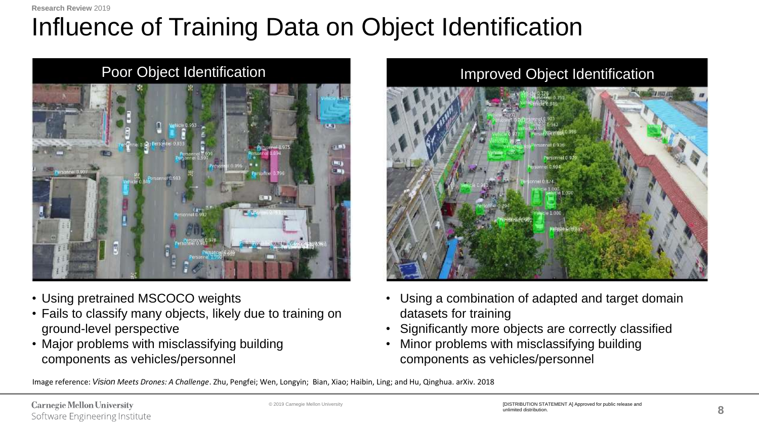# Influence of Training Data on Object Identification

## Poor Object Identification

- Using pretrained MSCOCO weights
- Fails to classify many objects, likely due to training on ground-level perspective
- Major problems with misclassifying building components as vehicles/personnel

## Improved Object Identification

- Using a combination of adapted and target domain datasets for training
- Significantly more objects are correctly classified
- Minor problems with misclassifying building components as vehicles/personnel

Image reference: *Vision Meets Drones: A Challenge*. Zhu, Pengfei; Wen, Longyin; Bian, Xiao; Haibin, Ling; and Hu, Qinghua. arXiv. 2018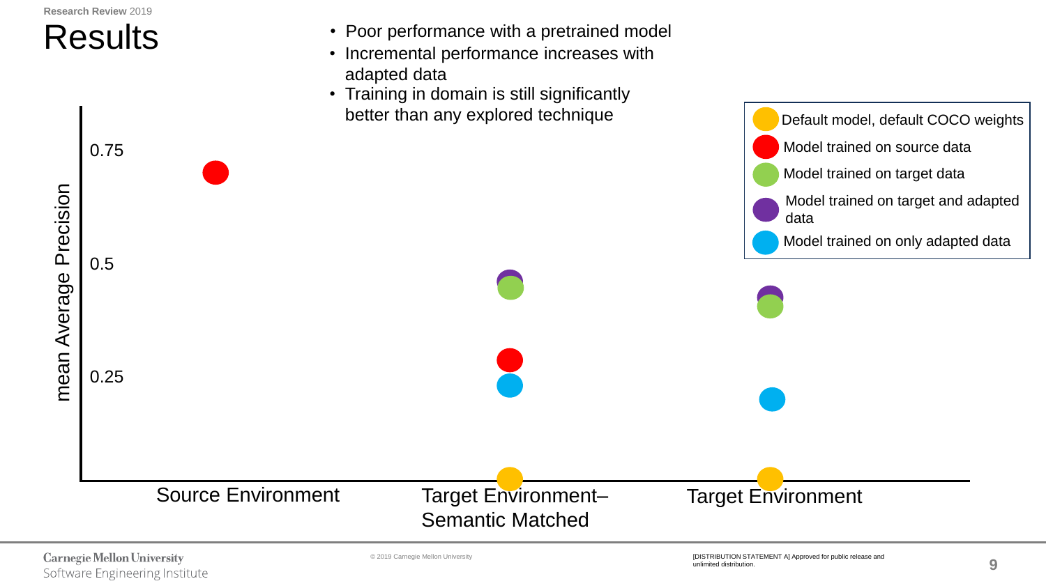# Results

- Poor performance with a pretrained model
- Incremental performance increases with adapted data
- Training in domain is still significantly better than any explored technique

mean Average Precision

0.75

0.5

0.25

Source Environment

Target Environment– Semantic Matched

Target Environment

- Default model, default COCO weights
- Model trained on source data
- Model trained on target data
- Model trained on target and adapted data
- Model trained on only adapted data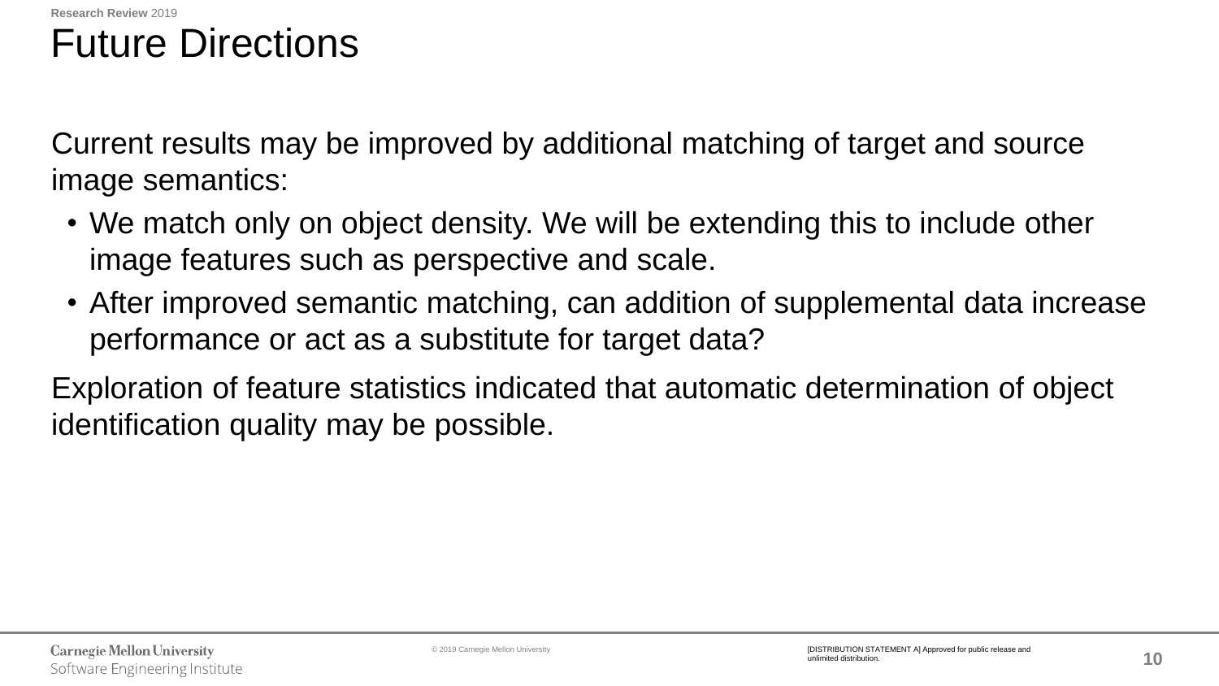# Future Directions

Current results may be improved by additional matching of target and source image semantics:

- We match only on object density. We will be extending this to include other image features such as perspective and scale.
- After improved semantic matching, can addition of supplemental data increase performance or act as a substitute for target data?

Exploration of feature statistics indicated that automatic determination of object identification quality may be possible.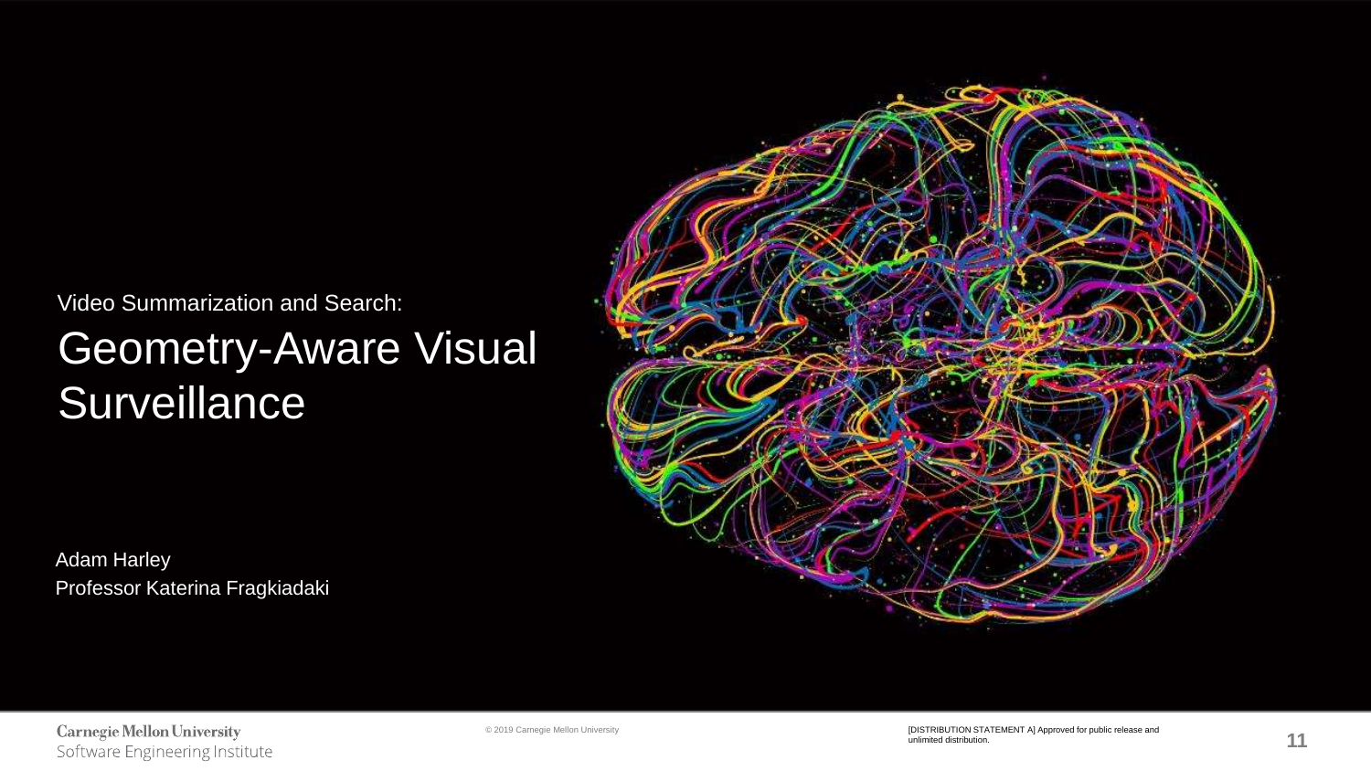Video Summarization and Search:

# Geometry-Aware Visual Surveillance

Adam Harley
Professor Katerina Fragkiadaki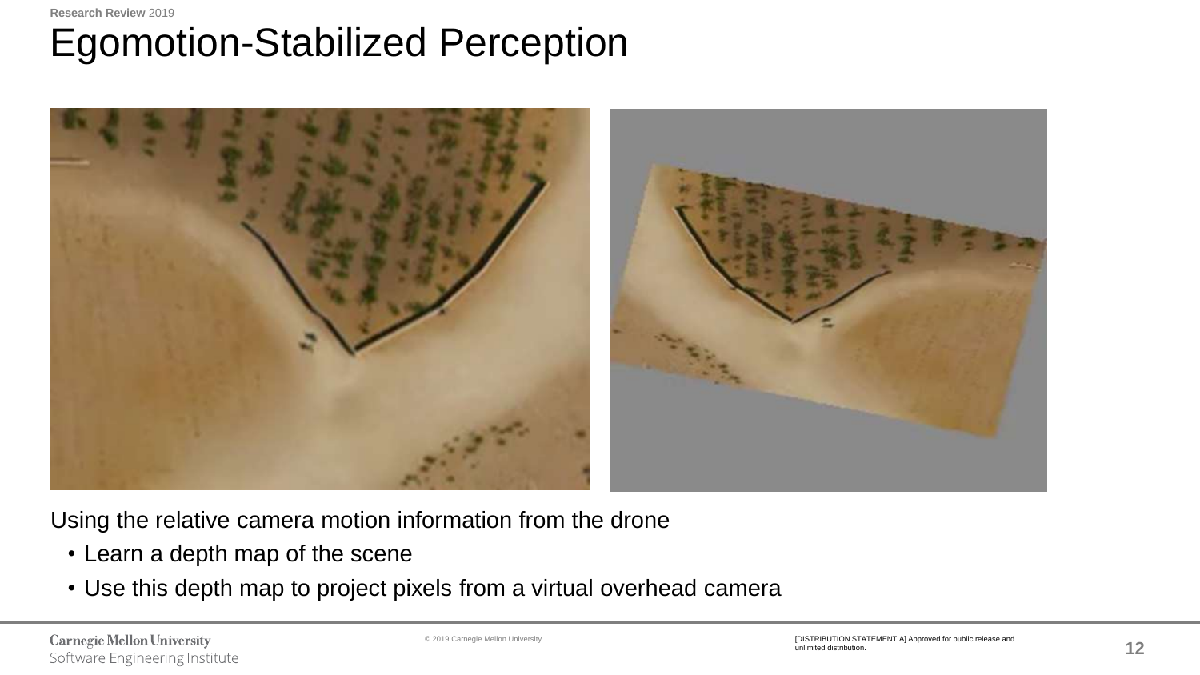# Egomotion-Stabilized Perception

Using the relative camera motion information from the drone

- Learn a depth map of the scene
- Use this depth map to project pixels from a virtual overhead camera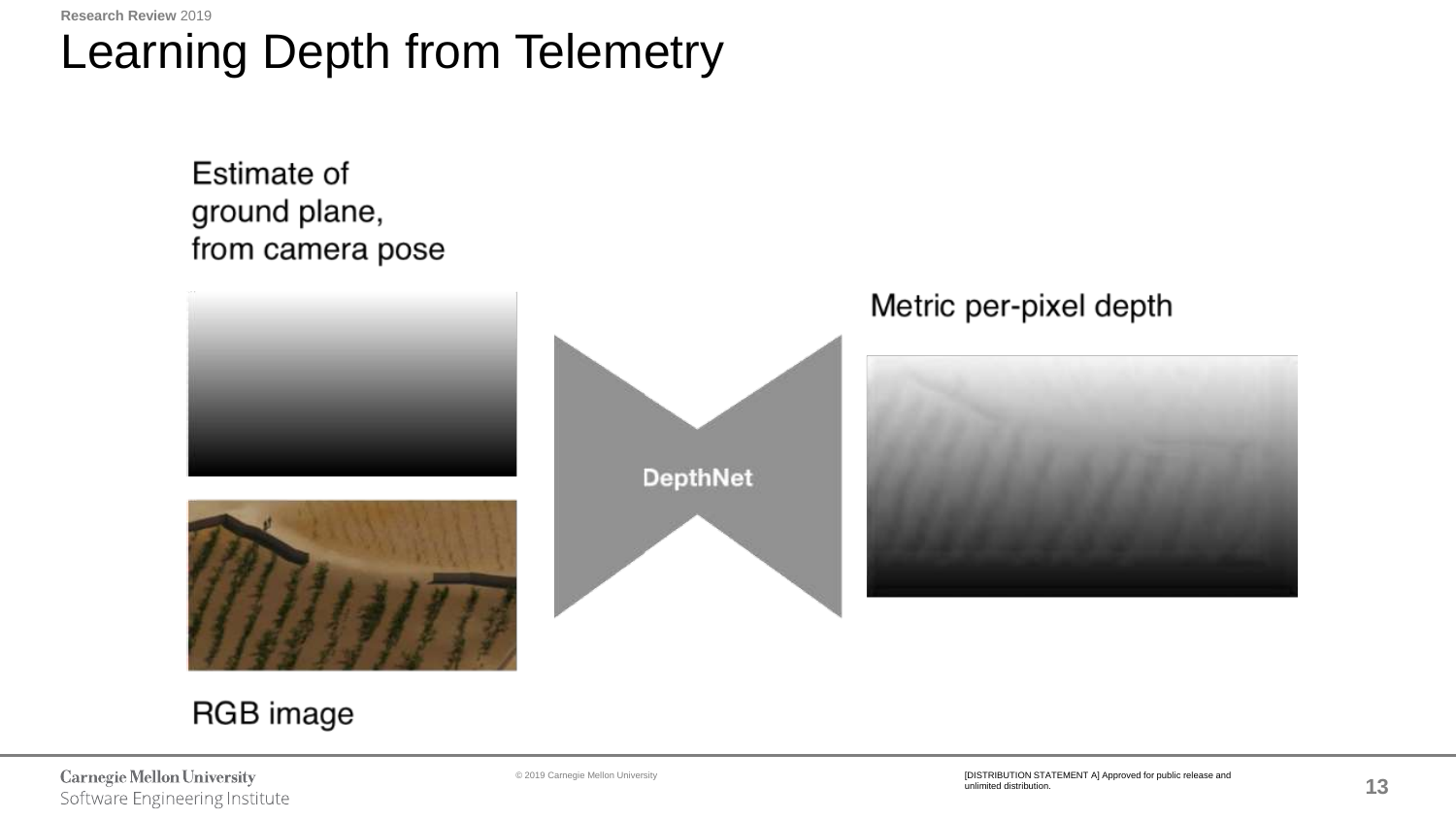# Learning Depth from Telemetry

Estimate of ground plane, from camera pose

DepthNet

Metric per-pixel depth

RGB image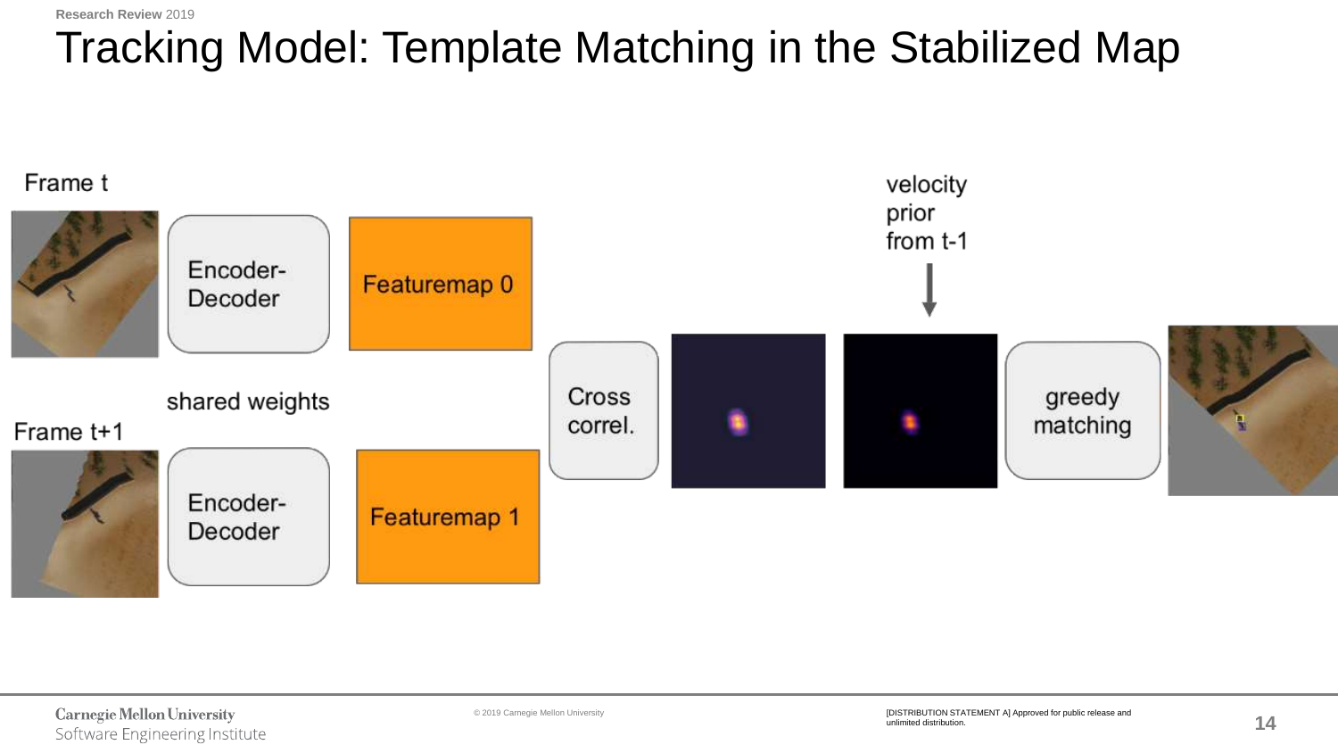# Tracking Model: Template Matching in the Stabilized Map

Frame t

Encoder-Decoder

Featuremap 0

shared weights

Frame t+1

Encoder-Decoder

Featuremap 1

Cross correl.

velocity prior from t-1

greedy matching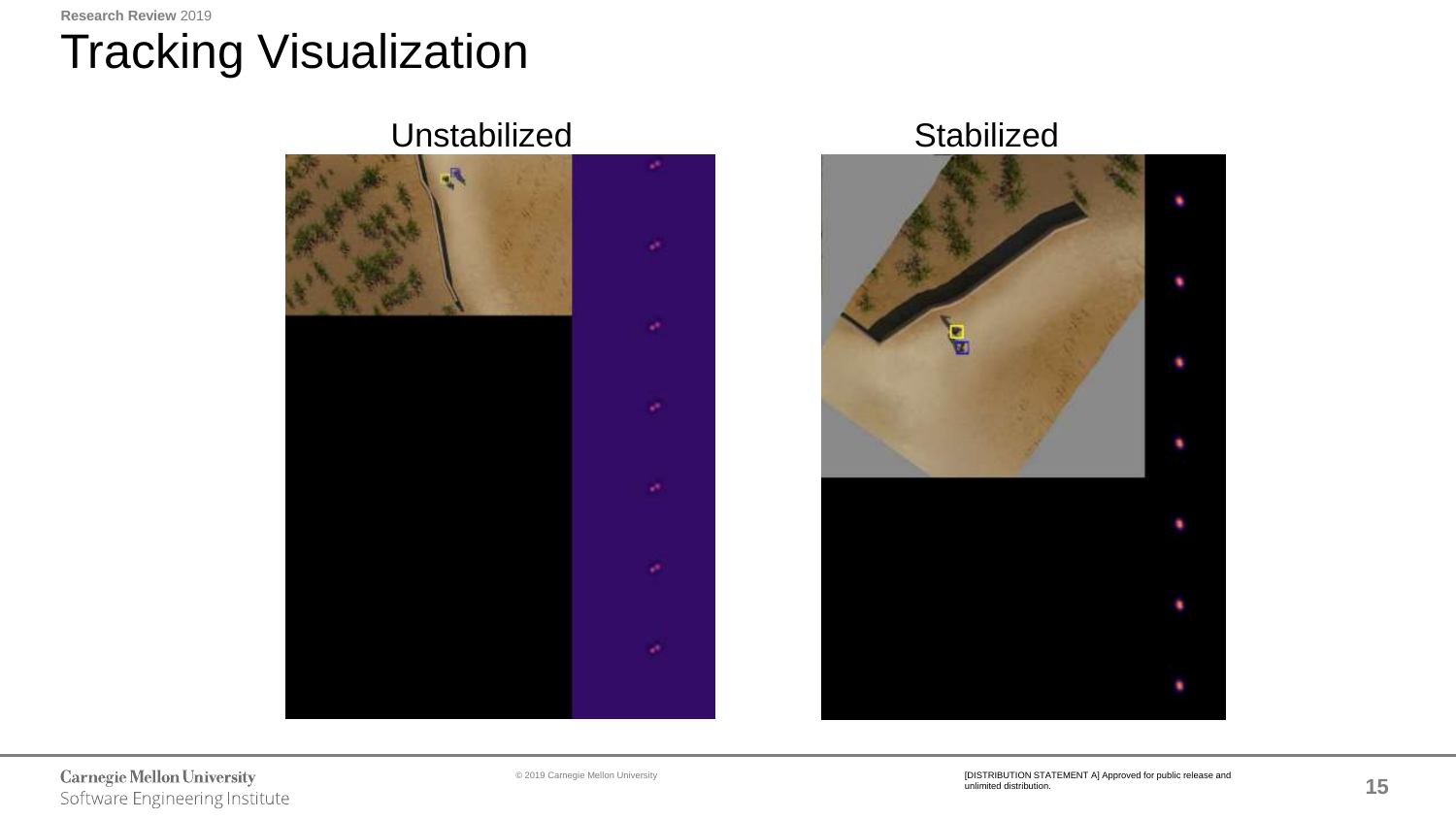# Tracking Visualization

Unstabilized

Stabilized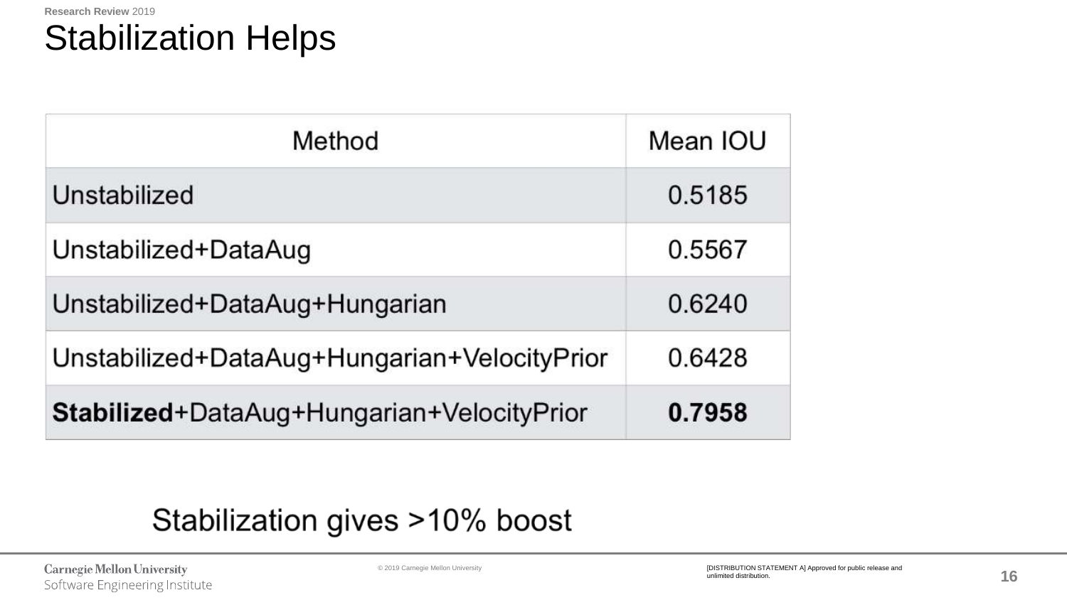# Stabilization Helps

| Method | Mean IOU |
|---|---|
| Unstabilized | 0.5185 |
| Unstabilized+DataAug | 0.5567 |
| Unstabilized+DataAug+Hungarian | 0.6240 |
| Unstabilized+DataAug+Hungarian+VelocityPrior | 0.6428 |
| **Stabilized**+DataAug+Hungarian+VelocityPrior | **0.7958** |

Stabilization gives >10% boost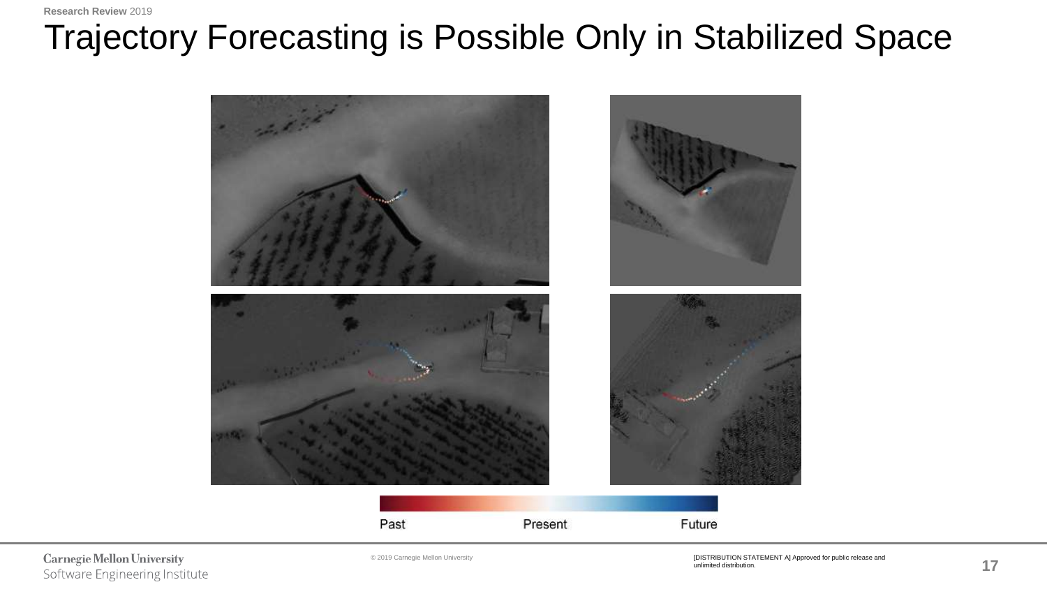# Trajectory Forecasting is Possible Only in Stabilized Space

Past Present Future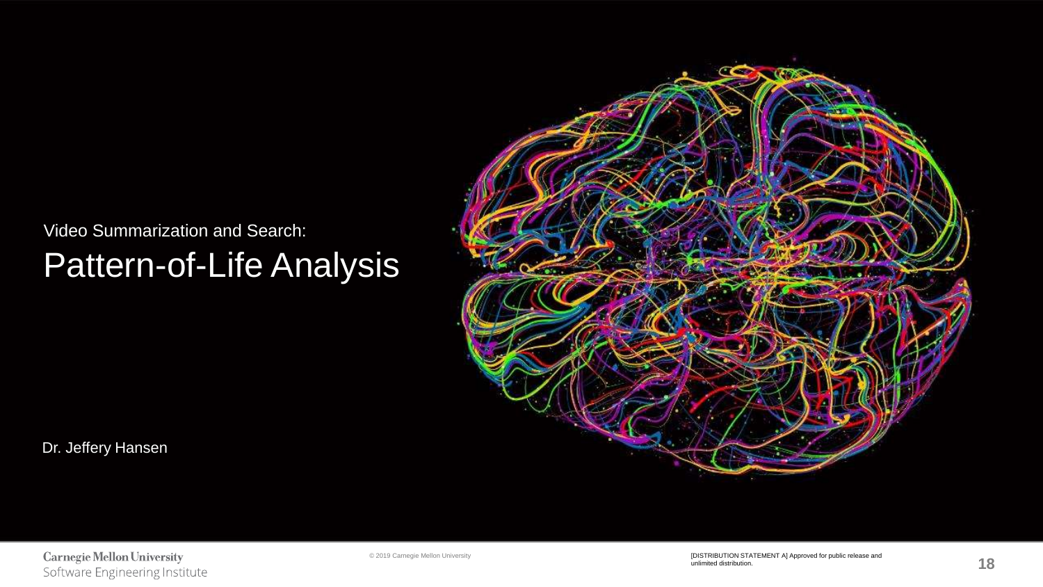Video Summarization and Search:

# Pattern-of-Life Analysis

Dr. Jeffery Hansen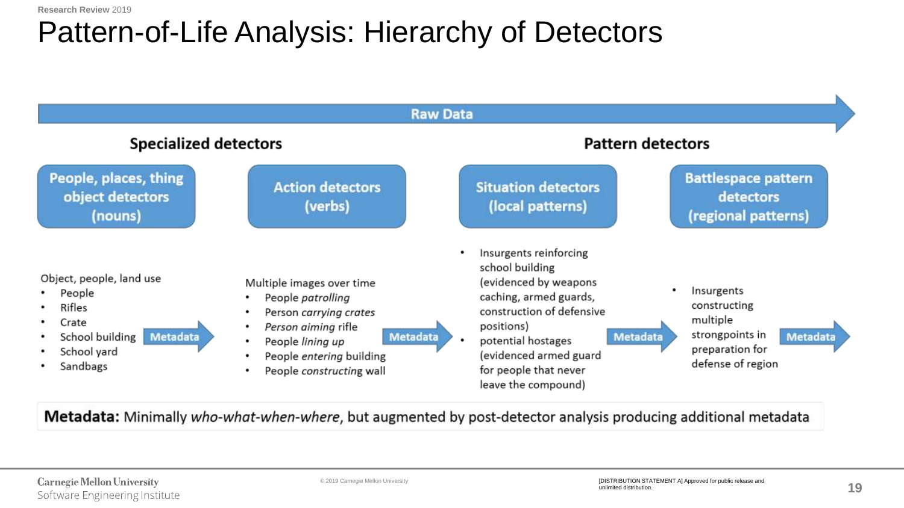# Pattern-of-Life Analysis: Hierarchy of Detectors

**Raw Data**

## Specialized detectors

### People, places, thing object detectors (nouns)

Object, people, land use

- People
- Rifles
- Crate
- School building
- School yard
- Sandbags

**Metadata** →

### Action detectors (verbs)

Multiple images over time

- People *patrolling*
- Person *carrying crates*
- *Person aiming* rifle
- People *lining up*
- People *entering* building
- People *constructing* wall

**Metadata** →

## Pattern detectors

### Situation detectors (local patterns)

- Insurgents reinforcing school building (evidenced by weapons caching, armed guards, construction of defensive positions)
- potential hostages (evidenced armed guard for people that never leave the compound)

**Metadata** →

### Battlespace pattern detectors (regional patterns)

- Insurgents constructing multiple strongpoints in preparation for defense of region

**Metadata** →

**Metadata:** Minimally *who-what-when-where*, but augmented by post-detector analysis producing additional metadata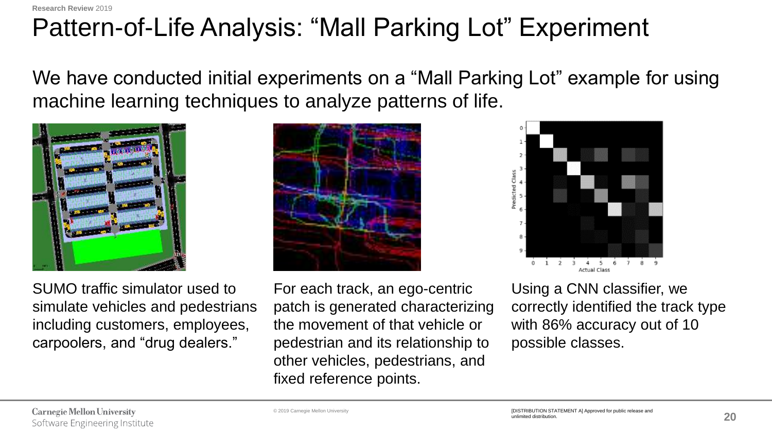# Pattern-of-Life Analysis: “Mall Parking Lot” Experiment

We have conducted initial experiments on a “Mall Parking Lot” example for using machine learning techniques to analyze patterns of life.

SUMO traffic simulator used to simulate vehicles and pedestrians including customers, employees, carpoolers, and “drug dealers.”

For each track, an ego-centric patch is generated characterizing the movement of that vehicle or pedestrian and its relationship to other vehicles, pedestrians, and fixed reference points.

Using a CNN classifier, we correctly identified the track type with 86% accuracy out of 10 possible classes.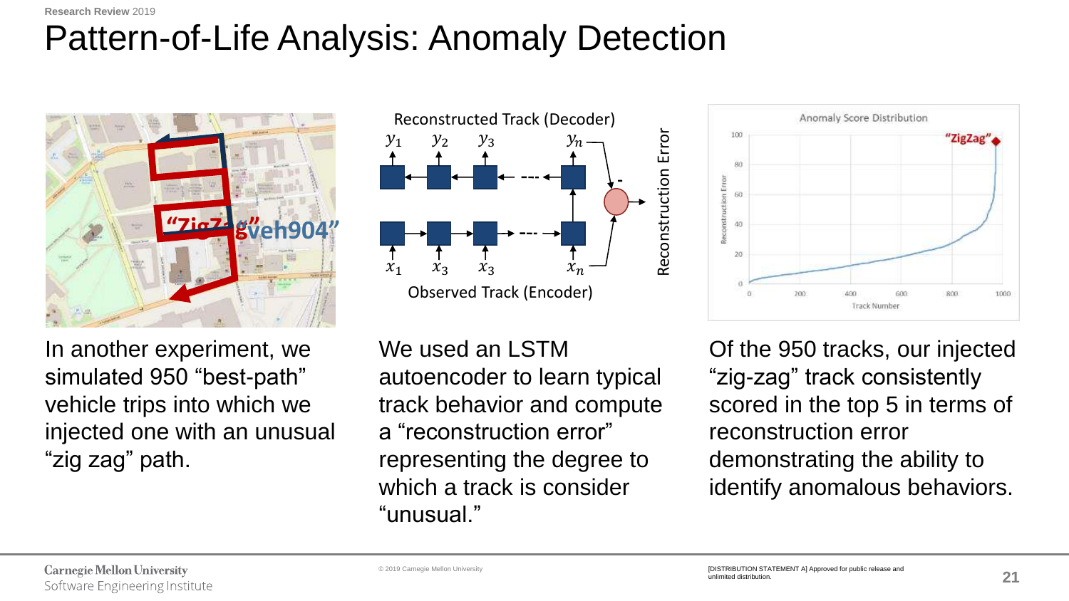# Pattern-of-Life Analysis: Anomaly Detection

In another experiment, we simulated 950 “best-path” vehicle trips into which we injected one with an unusual “zig zag” path.

Reconstructed Track (Decoder)

$y_1$ $y_2$ $y_3$ $y_n$

$x_1$ $x_3$ $x_3$ $x_n$

Observed Track (Encoder)

Reconstruction Error

We used an LSTM autoencoder to learn typical track behavior and compute a “reconstruction error” representing the degree to which a track is consider “unusual.”

Of the 950 tracks, our injected “zig-zag” track consistently scored in the top 5 in terms of reconstruction error demonstrating the ability to identify anomalous behaviors.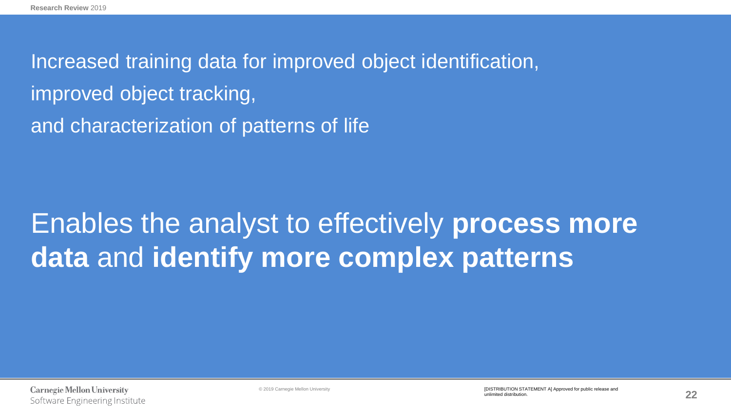Increased training data for improved object identification,
improved object tracking,
and characterization of patterns of life

Enables the analyst to effectively **process more data** and **identify more complex patterns**